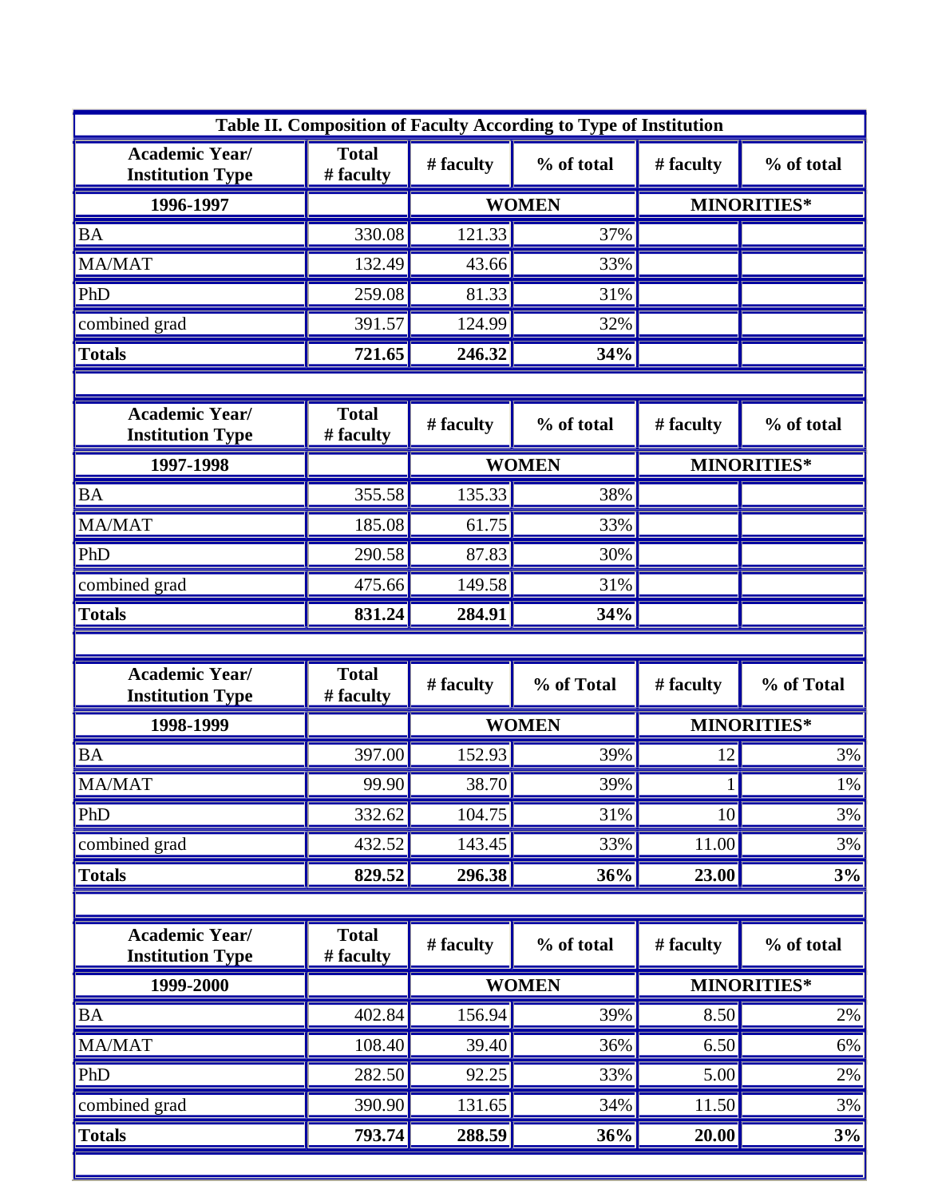| Table II. Composition of Faculty According to Type of Institution | | | | | |
|---|---|---|---|---|---|
| **Academic Year/ Institution Type** | **Total # faculty** | **# faculty** | **% of total** | **# faculty** | **% of total** |
| **1996-1997** | | **WOMEN** | | **MINORITIES*** | |
| BA | 330.08 | 121.33 | 37% | | |
| MA/MAT | 132.49 | 43.66 | 33% | | |
| PhD | 259.08 | 81.33 | 31% | | |
| combined grad | 391.57 | 124.99 | 32% | | |
| **Totals** | **721.65** | **246.32** | **34%** | | |
| | | | | | |
| **Academic Year/ Institution Type** | **Total # faculty** | **# faculty** | **% of total** | **# faculty** | **% of total** |
| **1997-1998** | | **WOMEN** | | **MINORITIES*** | |
| BA | 355.58 | 135.33 | 38% | | |
| MA/MAT | 185.08 | 61.75 | 33% | | |
| PhD | 290.58 | 87.83 | 30% | | |
| combined grad | 475.66 | 149.58 | 31% | | |
| **Totals** | **831.24** | **284.91** | **34%** | | |
| | | | | | |
| **Academic Year/ Institution Type** | **Total # faculty** | **# faculty** | **% of Total** | **# faculty** | **% of Total** |
| **1998-1999** | | **WOMEN** | | **MINORITIES*** | |
| BA | 397.00 | 152.93 | 39% | 12 | 3% |
| MA/MAT | 99.90 | 38.70 | 39% | 1 | 1% |
| PhD | 332.62 | 104.75 | 31% | 10 | 3% |
| combined grad | 432.52 | 143.45 | 33% | 11.00 | 3% |
| **Totals** | **829.52** | **296.38** | **36%** | **23.00** | **3%** |
| | | | | | |
| **Academic Year/ Institution Type** | **Total # faculty** | **# faculty** | **% of total** | **# faculty** | **% of total** |
| **1999-2000** | | **WOMEN** | | **MINORITIES*** | |
| BA | 402.84 | 156.94 | 39% | 8.50 | 2% |
| MA/MAT | 108.40 | 39.40 | 36% | 6.50 | 6% |
| PhD | 282.50 | 92.25 | 33% | 5.00 | 2% |
| combined grad | 390.90 | 131.65 | 34% | 11.50 | 3% |
| **Totals** | **793.74** | **288.59** | **36%** | **20.00** | **3%** |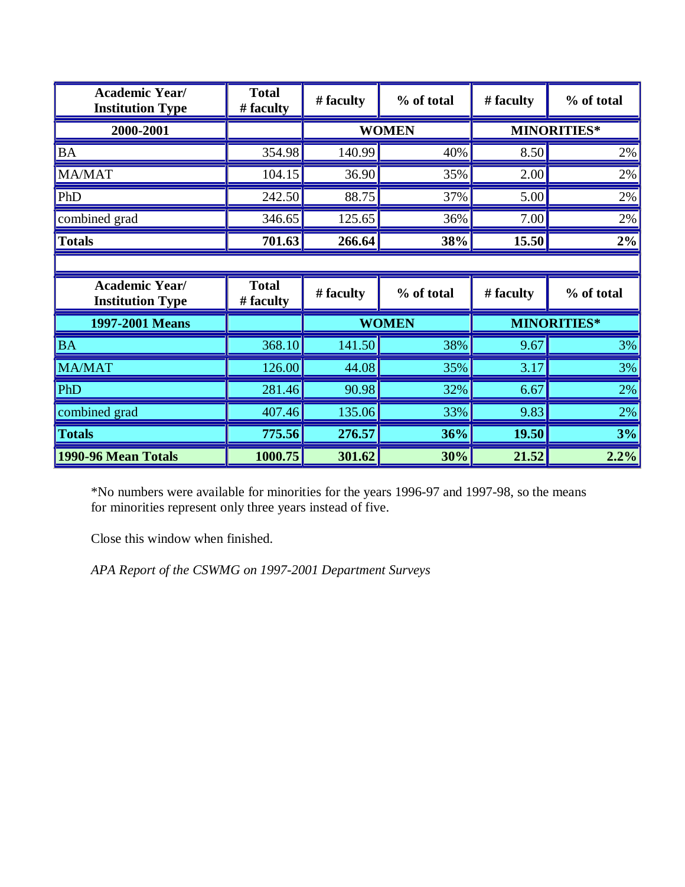| Academic Year/ Institution Type | Total # faculty | # faculty | % of total | # faculty | % of total |
|---|---|---|---|---|---|
| **2000-2001** | | **WOMEN** | | **MINORITIES*** | |
| BA | 354.98 | 140.99 | 40% | 8.50 | 2% |
| MA/MAT | 104.15 | 36.90 | 35% | 2.00 | 2% |
| PhD | 242.50 | 88.75 | 37% | 5.00 | 2% |
| combined grad | 346.65 | 125.65 | 36% | 7.00 | 2% |
| **Totals** | **701.63** | **266.64** | **38%** | **15.50** | **2%** |

| Academic Year/ Institution Type | Total # faculty | # faculty | % of total | # faculty | % of total |
|---|---|---|---|---|---|
| **1997-2001 Means** | | **WOMEN** | | **MINORITIES*** | |
| BA | 368.10 | 141.50 | 38% | 9.67 | 3% |
| MA/MAT | 126.00 | 44.08 | 35% | 3.17 | 3% |
| PhD | 281.46 | 90.98 | 32% | 6.67 | 2% |
| combined grad | 407.46 | 135.06 | 33% | 9.83 | 2% |
| **Totals** | **775.56** | **276.57** | **36%** | **19.50** | **3%** |
| **1990-96 Mean Totals** | **1000.75** | **301.62** | **30%** | **21.52** | **2.2%** |

*No numbers were available for minorities for the years 1996-97 and 1997-98, so the means for minorities represent only three years instead of five.

Close this window when finished.

*APA Report of the CSWMG on 1997-2001 Department Surveys*